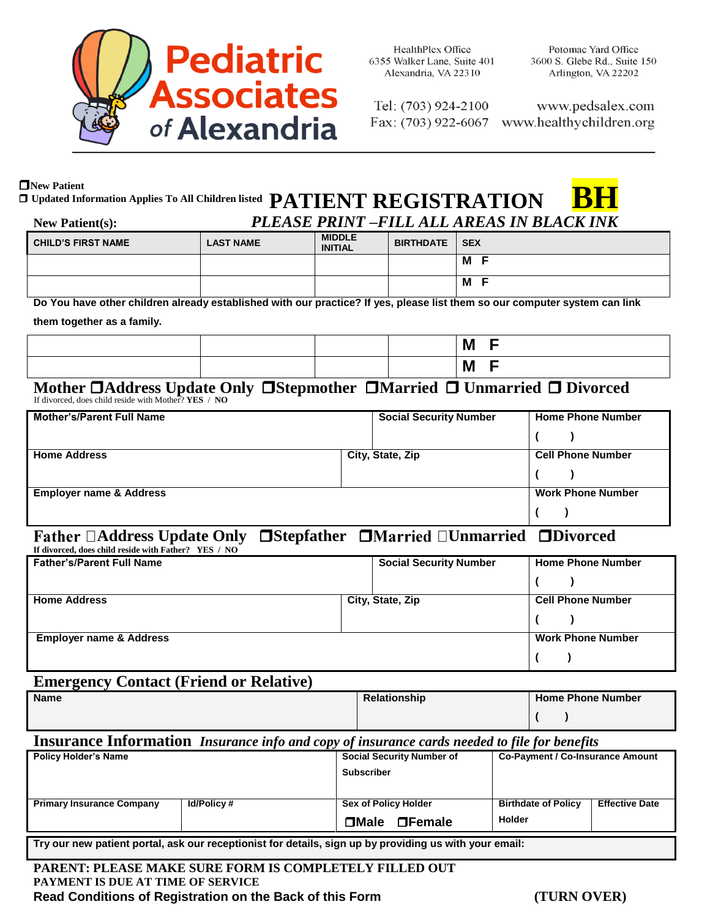**Pediatric Associates of Alexandria**

HealthPlex Office
6355 Walker Lane, Suite 401
Alexandria, VA 22310

Potomac Yard Office
3600 S. Glebe Rd., Suite 150
Arlington, VA 22202

Tel: (703) 924-2100
Fax: (703) 922-6067

www.pedsalex.com
www.healthychildren.org

☐ New Patient
☐ Updated Information Applies To All Children listed

# PATIENT REGISTRATION BH

**New Patient(s):** *PLEASE PRINT –FILL ALL AREAS IN BLACK INK*

| CHILD'S FIRST NAME | LAST NAME | MIDDLE INITIAL | BIRTHDATE | SEX |
|---|---|---|---|---|
| | | | | M F |
| | | | | M F |

**Do You have other children already established with our practice? If yes, please list them so our computer system can link them together as a family.**

| | | | | |
|---|---|---|---|---|
| | | | | M F |
| | | | | M F |

## Mother ☐Address Update Only ☐Stepmother ☐Married ☐ Unmarried ☐ Divorced

If divorced, does child reside with Mother? **YES / NO**

| Mother's/Parent Full Name | Social Security Number | Home Phone Number ( ) |
|---|---|---|
| **Home Address** | **City, State, Zip** | **Cell Phone Number** ( ) |
| **Employer name & Address** | | **Work Phone Number** ( ) |

## Father ☐Address Update Only ☐Stepfather ☐Married ☐Unmarried ☐Divorced

**If divorced, does child reside with Father? YES / NO**

| Father's/Parent Full Name | Social Security Number | Home Phone Number ( ) |
|---|---|---|
| **Home Address** | **City, State, Zip** | **Cell Phone Number** ( ) |
| **Employer name & Address** | | **Work Phone Number** ( ) |

## Emergency Contact (Friend or Relative)

| Name | Relationship | Home Phone Number ( ) |
|---|---|---|
| | | |

## Insurance Information *Insurance info and copy of insurance cards needed to file for benefits*

| Policy Holder's Name | | Social Security Number of Subscriber | Co-Payment / Co-Insurance Amount | |
|---|---|---|---|---|
| **Primary Insurance Company** | **Id/Policy #** | **Sex of Policy Holder** ☐Male ☐Female | **Birthdate of Policy Holder** | **Effective Date** |

**Try our new patient portal, ask our receptionist for details, sign up by providing us with your email:**

**PARENT: PLEASE MAKE SURE FORM IS COMPLETELY FILLED OUT**
**PAYMENT IS DUE AT TIME OF SERVICE**
**Read Conditions of Registration on the Back of this Form** **(TURN OVER)**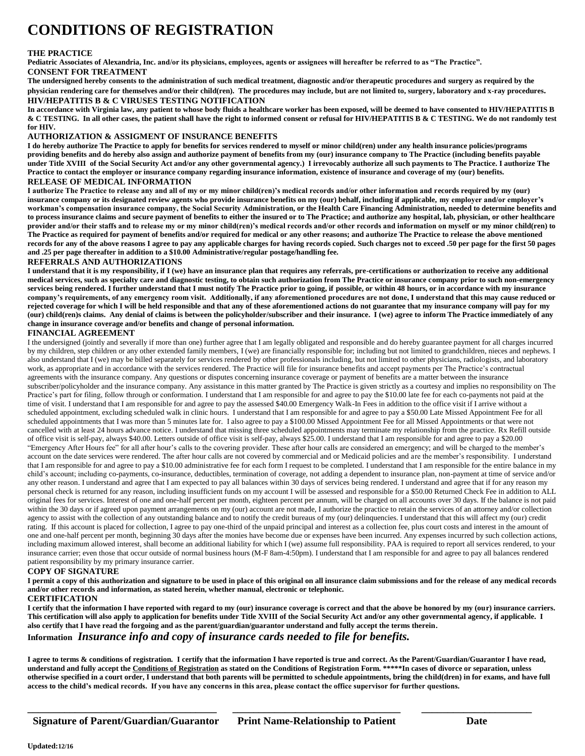# CONDITIONS OF REGISTRATION

**THE PRACTICE**

**Pediatric Associates of Alexandria, Inc. and/or its physicians, employees, agents or assignees will hereafter be referred to as "The Practice".**

**CONSENT FOR TREATMENT**

**The undersigned hereby consents to the administration of such medical treatment, diagnostic and/or therapeutic procedures and surgery as required by the physician rendering care for themselves and/or their child(ren). The procedures may include, but are not limited to, surgery, laboratory and x-ray procedures.**

**HIV/HEPATITIS B & C VIRUSES TESTING NOTIFICATION**

**In accordance with Virginia law, any patient to whose body fluids a healthcare worker has been exposed, will be deemed to have consented to HIV/HEPATITIS B & C TESTING. In all other cases, the patient shall have the right to informed consent or refusal for HIV/HEPATITIS B & C TESTING. We do not randomly test for HIV.**

**AUTHORIZATION & ASSIGMENT OF INSURANCE BENEFITS**

**I do hereby authorize The Practice to apply for benefits for services rendered to myself or minor child(ren) under any health insurance policies/programs providing benefits and do hereby also assign and authorize payment of benefits from my (our) insurance company to The Practice (including benefits payable under Title XVIII of the Social Security Act and/or any other governmental agency.) I irrevocably authorize all such payments to The Practice. I authorize The Practice to contact the employer or insurance company regarding insurance information, existence of insurance and coverage of my (our) benefits.**

**RELEASE OF MEDICAL INFORMATION**

**I authorize The Practice to release any and all of my or my minor child(ren)'s medical records and/or other information and records required by my (our) insurance company or its designated review agents who provide insurance benefits on my (our) behalf, including if applicable, my employer and/or employer's workman's compensation insurance company, the Social Security Administration, or the Health Care Financing Administration, needed to determine benefits and to process insurance claims and secure payment of benefits to either the insured or to The Practice; and authorize any hospital, lab, physician, or other healthcare provider and/or their staffs and to release my or my minor child(ren)'s medical records and/or other records and information on myself or my minor child(ren) to The Practice as required for payment of benefits and/or required for medical or any other reasons; and authorize The Practice to release the above mentioned records for any of the above reasons I agree to pay any applicable charges for having records copied. Such charges not to exceed .50 per page for the first 50 pages and .25 per page thereafter in addition to a $10.00 Administrative/regular postage/handling fee.**

**REFERRALS AND AUTHORIZATIONS**

**I understand that it is my responsibility, if I (we) have an insurance plan that requires any referrals, pre-certifications or authorization to receive any additional medical services, such as specialty care and diagnostic testing, to obtain such authorization from The Practice or insurance company prior to such non-emergency services being rendered. I further understand that I must notify The Practice prior to going, if possible, or within 48 hours, or in accordance with my insurance company's requirements, of any emergency room visit. Additionally, if any aforementioned procedures are not done, I understand that this may cause reduced or rejected coverage for which I will be held responsible and that any of these aforementioned actions do not guarantee that my insurance company will pay for my (our) child(ren)s claims. Any denial of claims is between the policyholder/subscriber and their insurance. I (we) agree to inform The Practice immediately of any change in insurance coverage and/or benefits and change of personal information.**

**FINANCIAL AGREEMENT**

I the undersigned (jointly and severally if more than one) further agree that I am legally obligated and responsible and do hereby guarantee payment for all charges incurred by my children, step children or any other extended family members, I (we) are financially responsible for; including but not limited to grandchildren, nieces and nephews. I also understand that I (we) may be billed separately for services rendered by other professionals including, but not limited to other physicians, radiologists, and laboratory work, as appropriate and in accordance with the services rendered. The Practice will file for insurance benefits and accept payments per The Practice's contractual agreements with the insurance company. Any questions or disputes concerning insurance coverage or payment of benefits are a matter between the insurance subscriber/policyholder and the insurance company. Any assistance in this matter granted by The Practice is given strictly as a courtesy and implies no responsibility on The Practice's part for filing, follow through or conformation. I understand that I am responsible for and agree to pay the $10.00 late fee for each co-payments not paid at the time of visit. I understand that I am responsible for and agree to pay the assessed $40.00 Emergency Walk-In Fees in addition to the office visit if I arrive without a scheduled appointment, excluding scheduled walk in clinic hours. I understand that I am responsible for and agree to pay a $50.00 Late Missed Appointment Fee for all scheduled appointments that I was more than 5 minutes late for. I also agree to pay a $100.00 Missed Appointment Fee for all Missed Appointments or that were not cancelled with at least 24 hours advance notice. I understand that missing three scheduled appointments may terminate my relationship from the practice. Rx Refill outside of office visit is self-pay, always $40.00. Letters outside of office visit is self-pay, always $25.00. I understand that I am responsible for and agree to pay a $20.00 "Emergency After Hours fee" for all after hour's calls to the covering provider. These after hour calls are considered an emergency; and will be charged to the member's account on the date services were rendered. The after hour calls are not covered by commercial and or Medicaid policies and are the member's responsibility. I understand that I am responsible for and agree to pay a $10.00 administrative fee for each form I request to be completed. I understand that I am responsible for the entire balance in my child's account; including co-payments, co-insurance, deductibles, termination of coverage, not adding a dependent to insurance plan, non-payment at time of service and/or any other reason. I understand and agree that I am expected to pay all balances within 30 days of services being rendered. I understand and agree that if for any reason my personal check is returned for any reason, including insufficient funds on my account I will be assessed and responsible for a $50.00 Returned Check Fee in addition to ALL original fees for services. Interest of one and one-half percent per month, eighteen percent per annum, will be charged on all accounts over 30 days. If the balance is not paid within the 30 days or if agreed upon payment arrangements on my (our) account are not made, I authorize the practice to retain the services of an attorney and/or collection agency to assist with the collection of any outstanding balance and to notify the credit bureaus of my (our) delinquencies. I understand that this will affect my (our) credit rating. If this account is placed for collection, I agree to pay one-third of the unpaid principal and interest as a collection fee, plus court costs and interest in the amount of one and one-half percent per month, beginning 30 days after the monies have become due or expenses have been incurred. Any expenses incurred by such collection actions, including maximum allowed interest, shall become an additional liability for which I (we) assume full responsibility. PAA is required to report all services rendered, to your insurance carrier; even those that occur outside of normal business hours (M-F 8am-4:50pm). I understand that I am responsible for and agree to pay all balances rendered patient responsibility by my primary insurance carrier.

**COPY OF SIGNATURE**

**I permit a copy of this authorization and signature to be used in place of this original on all insurance claim submissions and for the release of any medical records and/or other records and information, as stated herein, whether manual, electronic or telephonic.**

**CERTIFICATION**

**I certify that the information I have reported with regard to my (our) insurance coverage is correct and that the above be honored by my (our) insurance carriers. This certification will also apply to application for benefits under Title XVIII of the Social Security Act and/or any other governmental agency, if applicable. I also certify that I have read the forgoing and as the parent/guardian/guarantor understand and fully accept the terms therein.**

**Information** ***Insurance info and copy of insurance cards needed to file for benefits.***

**I agree to terms & conditions of registration. I certify that the information I have reported is true and correct. As the Parent/Guardian/Guarantor I have read, understand and fully accept the Conditions of Registration as stated on the Conditions of Registration Form. \*\*\*\*\*In cases of divorce or separation, unless otherwise specified in a court order, I understand that both parents will be permitted to schedule appointments, bring the child(dren) in for exams, and have full access to the child's medical records. If you have any concerns in this area, please contact the office supervisor for further questions.**

\_\_\_\_\_\_\_\_\_\_\_\_\_\_\_\_\_\_\_\_\_\_\_\_\_\_\_\_\_\_ \_\_\_\_\_\_\_\_\_\_\_\_\_\_\_\_\_\_\_\_\_\_\_\_\_\_\_\_\_\_ \_\_\_\_\_\_\_\_\_\_\_\_\_\_\_\_\_\_\_\_

**Signature of Parent/Guardian/Guarantor** **Print Name-Relationship to Patient** **Date**

**Updated:12/16**